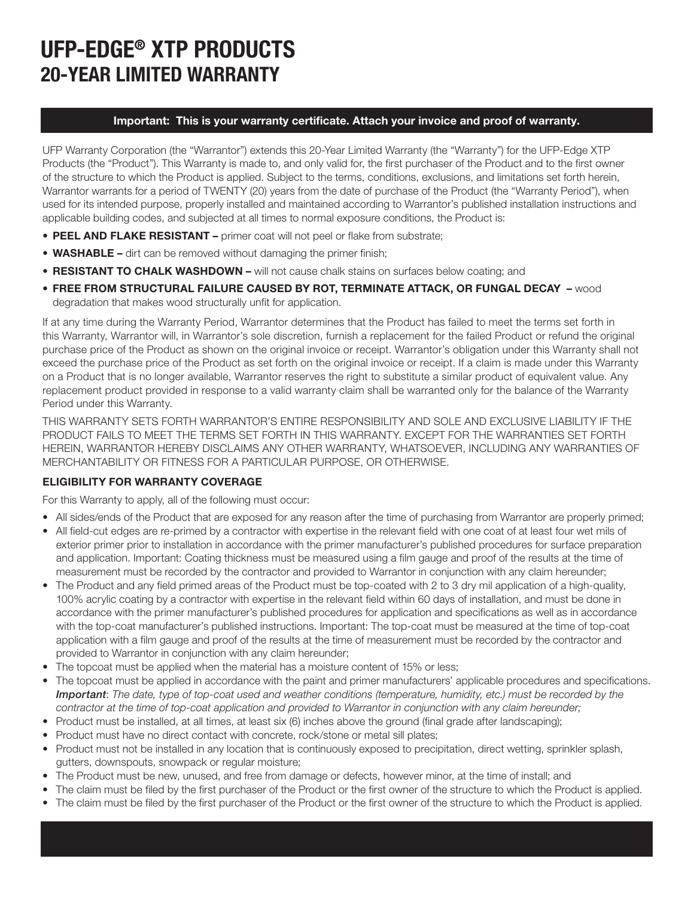# UFP-EDGE® XTP PRODUCTS
## 20-YEAR LIMITED WARRANTY

**Important: This is your warranty certificate. Attach your invoice and proof of warranty.**

UFP Warranty Corporation (the "Warrantor") extends this 20-Year Limited Warranty (the "Warranty") for the UFP-Edge XTP Products (the "Product"). This Warranty is made to, and only valid for, the first purchaser of the Product and to the first owner of the structure to which the Product is applied. Subject to the terms, conditions, exclusions, and limitations set forth herein, Warrantor warrants for a period of TWENTY (20) years from the date of purchase of the Product (the "Warranty Period"), when used for its intended purpose, properly installed and maintained according to Warrantor's published installation instructions and applicable building codes, and subjected at all times to normal exposure conditions, the Product is:

- **PEEL AND FLAKE RESISTANT –** primer coat will not peel or flake from substrate;
- **WASHABLE –** dirt can be removed without damaging the primer finish;
- **RESISTANT TO CHALK WASHDOWN –** will not cause chalk stains on surfaces below coating; and
- **FREE FROM STRUCTURAL FAILURE CAUSED BY ROT, TERMINATE ATTACK, OR FUNGAL DECAY –** wood degradation that makes wood structurally unfit for application.

If at any time during the Warranty Period, Warrantor determines that the Product has failed to meet the terms set forth in this Warranty, Warrantor will, in Warrantor's sole discretion, furnish a replacement for the failed Product or refund the original purchase price of the Product as shown on the original invoice or receipt. Warrantor's obligation under this Warranty shall not exceed the purchase price of the Product as set forth on the original invoice or receipt. If a claim is made under this Warranty on a Product that is no longer available, Warrantor reserves the right to substitute a similar product of equivalent value. Any replacement product provided in response to a valid warranty claim shall be warranted only for the balance of the Warranty Period under this Warranty.

THIS WARRANTY SETS FORTH WARRANTOR'S ENTIRE RESPONSIBILITY AND SOLE AND EXCLUSIVE LIABILITY IF THE PRODUCT FAILS TO MEET THE TERMS SET FORTH IN THIS WARRANTY. EXCEPT FOR THE WARRANTIES SET FORTH HEREIN, WARRANTOR HEREBY DISCLAIMS ANY OTHER WARRANTY, WHATSOEVER, INCLUDING ANY WARRANTIES OF MERCHANTABILITY OR FITNESS FOR A PARTICULAR PURPOSE, OR OTHERWISE.

### ELIGIBILITY FOR WARRANTY COVERAGE

For this Warranty to apply, all of the following must occur:

- All sides/ends of the Product that are exposed for any reason after the time of purchasing from Warrantor are properly primed;
- All field-cut edges are re-primed by a contractor with expertise in the relevant field with one coat of at least four wet mils of exterior primer prior to installation in accordance with the primer manufacturer's published procedures for surface preparation and application. Important: Coating thickness must be measured using a film gauge and proof of the results at the time of measurement must be recorded by the contractor and provided to Warrantor in conjunction with any claim hereunder;
- The Product and any field primed areas of the Product must be top-coated with 2 to 3 dry mil application of a high-quality, 100% acrylic coating by a contractor with expertise in the relevant field within 60 days of installation, and must be done in accordance with the primer manufacturer's published procedures for application and specifications as well as in accordance with the top-coat manufacturer's published instructions. Important: The top-coat must be measured at the time of top-coat application with a film gauge and proof of the results at the time of measurement must be recorded by the contractor and provided to Warrantor in conjunction with any claim hereunder;
- The topcoat must be applied when the material has a moisture content of 15% or less;
- The topcoat must be applied in accordance with the paint and primer manufacturers' applicable procedures and specifications. ***Important***: *The date, type of top-coat used and weather conditions (temperature, humidity, etc.) must be recorded by the contractor at the time of top-coat application and provided to Warrantor in conjunction with any claim hereunder;*
- Product must be installed, at all times, at least six (6) inches above the ground (final grade after landscaping);
- Product must have no direct contact with concrete, rock/stone or metal sill plates;
- Product must not be installed in any location that is continuously exposed to precipitation, direct wetting, sprinkler splash, gutters, downspouts, snowpack or regular moisture;
- The Product must be new, unused, and free from damage or defects, however minor, at the time of install; and
- The claim must be filed by the first purchaser of the Product or the first owner of the structure to which the Product is applied.
- The claim must be filed by the first purchaser of the Product or the first owner of the structure to which the Product is applied.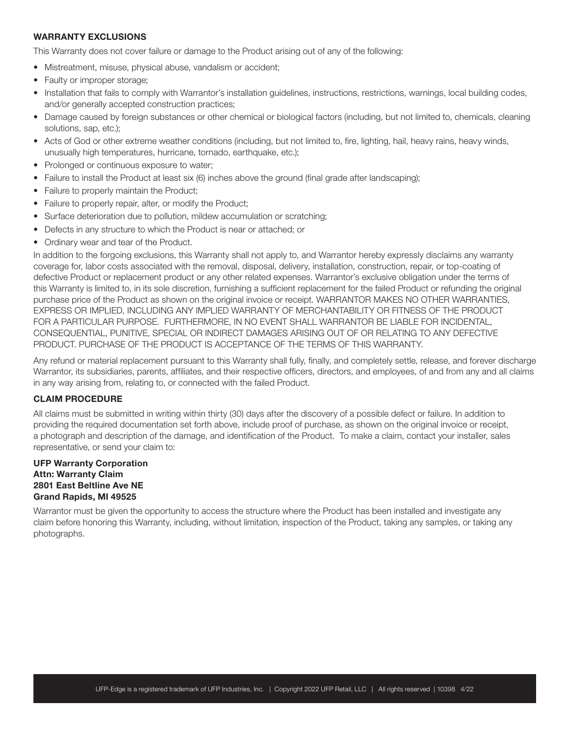## WARRANTY EXCLUSIONS

This Warranty does not cover failure or damage to the Product arising out of any of the following:

- Mistreatment, misuse, physical abuse, vandalism or accident;
- Faulty or improper storage;
- Installation that fails to comply with Warrantor's installation guidelines, instructions, restrictions, warnings, local building codes, and/or generally accepted construction practices;
- Damage caused by foreign substances or other chemical or biological factors (including, but not limited to, chemicals, cleaning solutions, sap, etc.);
- Acts of God or other extreme weather conditions (including, but not limited to, fire, lighting, hail, heavy rains, heavy winds, unusually high temperatures, hurricane, tornado, earthquake, etc.);
- Prolonged or continuous exposure to water;
- Failure to install the Product at least six (6) inches above the ground (final grade after landscaping);
- Failure to properly maintain the Product;
- Failure to properly repair, alter, or modify the Product;
- Surface deterioration due to pollution, mildew accumulation or scratching;
- Defects in any structure to which the Product is near or attached; or
- Ordinary wear and tear of the Product.

In addition to the forgoing exclusions, this Warranty shall not apply to, and Warrantor hereby expressly disclaims any warranty coverage for, labor costs associated with the removal, disposal, delivery, installation, construction, repair, or top-coating of defective Product or replacement product or any other related expenses. Warrantor's exclusive obligation under the terms of this Warranty is limited to, in its sole discretion, furnishing a sufficient replacement for the failed Product or refunding the original purchase price of the Product as shown on the original invoice or receipt. WARRANTOR MAKES NO OTHER WARRANTIES, EXPRESS OR IMPLIED, INCLUDING ANY IMPLIED WARRANTY OF MERCHANTABILITY OR FITNESS OF THE PRODUCT FOR A PARTICULAR PURPOSE. FURTHERMORE, IN NO EVENT SHALL WARRANTOR BE LIABLE FOR INCIDENTAL, CONSEQUENTIAL, PUNITIVE, SPECIAL OR INDIRECT DAMAGES ARISING OUT OF OR RELATING TO ANY DEFECTIVE PRODUCT. PURCHASE OF THE PRODUCT IS ACCEPTANCE OF THE TERMS OF THIS WARRANTY.

Any refund or material replacement pursuant to this Warranty shall fully, finally, and completely settle, release, and forever discharge Warrantor, its subsidiaries, parents, affiliates, and their respective officers, directors, and employees, of and from any and all claims in any way arising from, relating to, or connected with the failed Product.

## CLAIM PROCEDURE

All claims must be submitted in writing within thirty (30) days after the discovery of a possible defect or failure. In addition to providing the required documentation set forth above, include proof of purchase, as shown on the original invoice or receipt, a photograph and description of the damage, and identification of the Product. To make a claim, contact your installer, sales representative, or send your claim to:

**UFP Warranty Corporation**
**Attn: Warranty Claim**
**2801 East Beltline Ave NE**
**Grand Rapids, MI 49525**

Warrantor must be given the opportunity to access the structure where the Product has been installed and investigate any claim before honoring this Warranty, including, without limitation, inspection of the Product, taking any samples, or taking any photographs.

UFP-Edge is a registered trademark of UFP Industries, Inc. | Copyright 2022 UFP Retail, LLC | All rights reserved | 10398 4/22